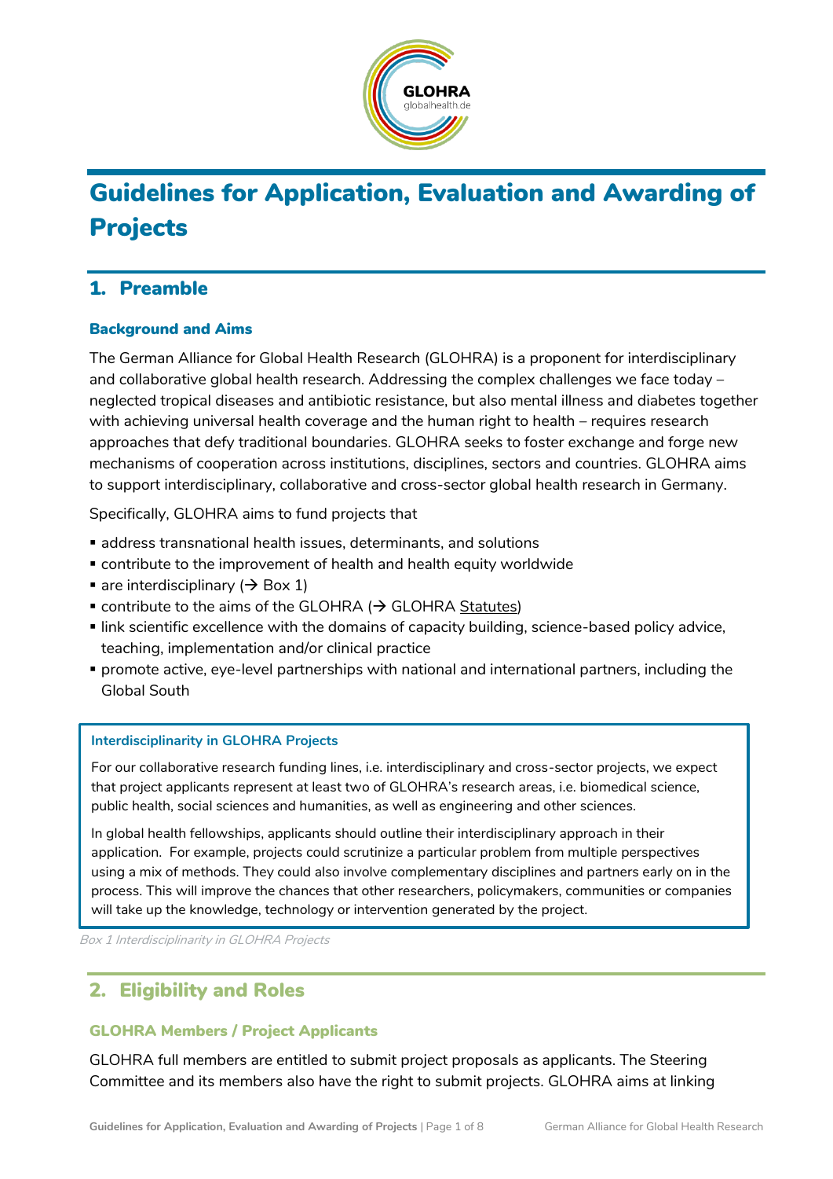# Guidelines for Application, Evaluation and Awarding of Projects

## 1. Preamble

### Background and Aims

The German Alliance for Global Health Research (GLOHRA) is a proponent for interdisciplinary and collaborative global health research. Addressing the complex challenges we face today – neglected tropical diseases and antibiotic resistance, but also mental illness and diabetes together with achieving universal health coverage and the human right to health – requires research approaches that defy traditional boundaries. GLOHRA seeks to foster exchange and forge new mechanisms of cooperation across institutions, disciplines, sectors and countries. GLOHRA aims to support interdisciplinary, collaborative and cross-sector global health research in Germany.

Specifically, GLOHRA aims to fund projects that

- address transnational health issues, determinants, and solutions
- contribute to the improvement of health and health equity worldwide
- are interdisciplinary (→ Box 1)
- contribute to the aims of the GLOHRA (→ GLOHRA Statutes)
- link scientific excellence with the domains of capacity building, science-based policy advice, teaching, implementation and/or clinical practice
- promote active, eye-level partnerships with national and international partners, including the Global South

> **Interdisciplinarity in GLOHRA Projects**
>
> For our collaborative research funding lines, i.e. interdisciplinary and cross-sector projects, we expect that project applicants represent at least two of GLOHRA's research areas, i.e. biomedical science, public health, social sciences and humanities, as well as engineering and other sciences.
>
> In global health fellowships, applicants should outline their interdisciplinary approach in their application. For example, projects could scrutinize a particular problem from multiple perspectives using a mix of methods. They could also involve complementary disciplines and partners early on in the process. This will improve the chances that other researchers, policymakers, communities or companies will take up the knowledge, technology or intervention generated by the project.

*Box 1 Interdisciplinarity in GLOHRA Projects*

## 2. Eligibility and Roles

### GLOHRA Members / Project Applicants

GLOHRA full members are entitled to submit project proposals as applicants. The Steering Committee and its members also have the right to submit projects. GLOHRA aims at linking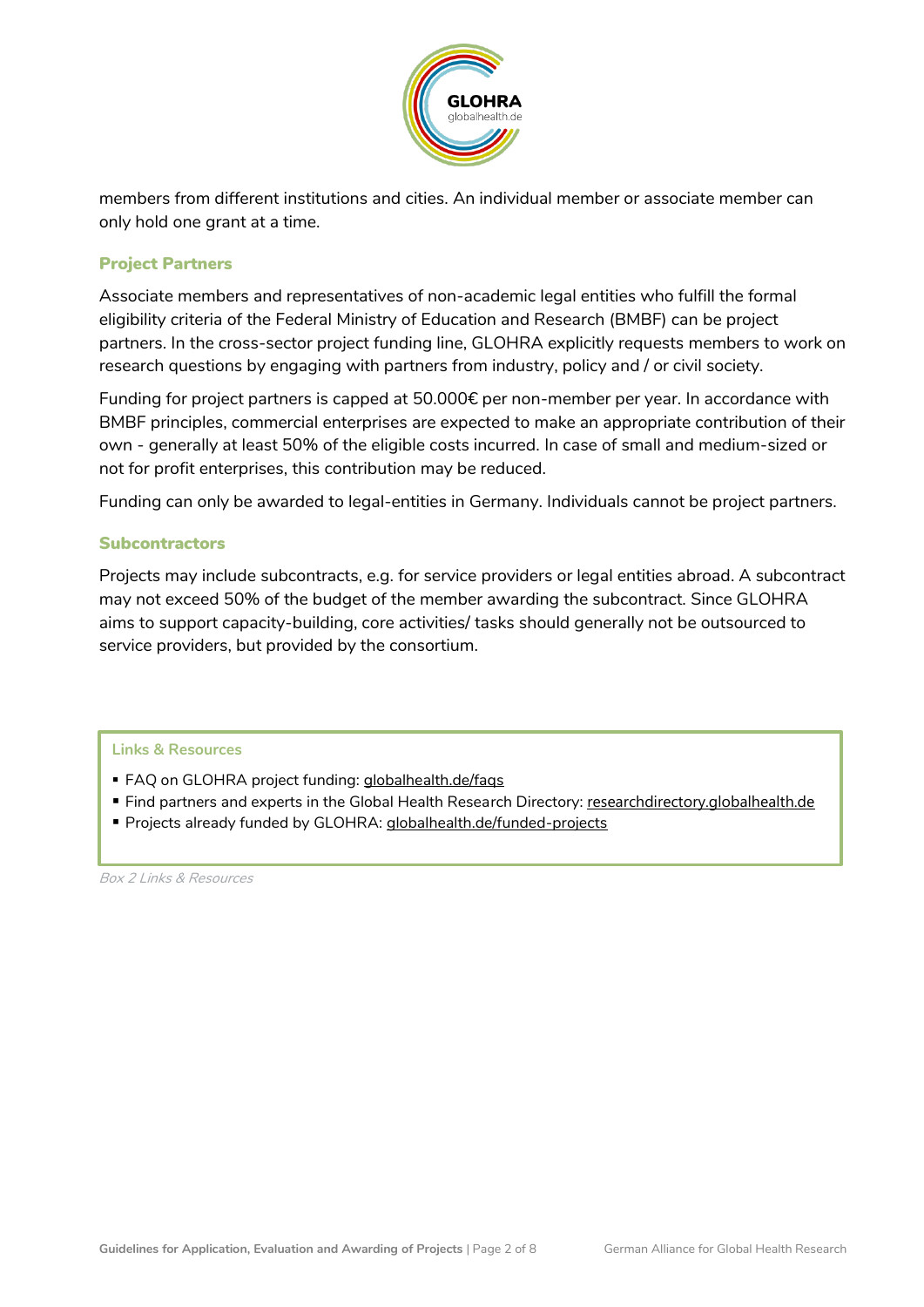members from different institutions and cities. An individual member or associate member can only hold one grant at a time.

### Project Partners

Associate members and representatives of non-academic legal entities who fulfill the formal eligibility criteria of the Federal Ministry of Education and Research (BMBF) can be project partners. In the cross-sector project funding line, GLOHRA explicitly requests members to work on research questions by engaging with partners from industry, policy and / or civil society.

Funding for project partners is capped at 50.000€ per non-member per year. In accordance with BMBF principles, commercial enterprises are expected to make an appropriate contribution of their own - generally at least 50% of the eligible costs incurred. In case of small and medium-sized or not for profit enterprises, this contribution may be reduced.

Funding can only be awarded to legal-entities in Germany. Individuals cannot be project partners.

### Subcontractors

Projects may include subcontracts, e.g. for service providers or legal entities abroad. A subcontract may not exceed 50% of the budget of the member awarding the subcontract. Since GLOHRA aims to support capacity-building, core activities/ tasks should generally not be outsourced to service providers, but provided by the consortium.

**Links & Resources**

- FAQ on GLOHRA project funding: globalhealth.de/faqs
- Find partners and experts in the Global Health Research Directory: researchdirectory.globalhealth.de
- Projects already funded by GLOHRA: globalhealth.de/funded-projects

*Box 2 Links & Resources*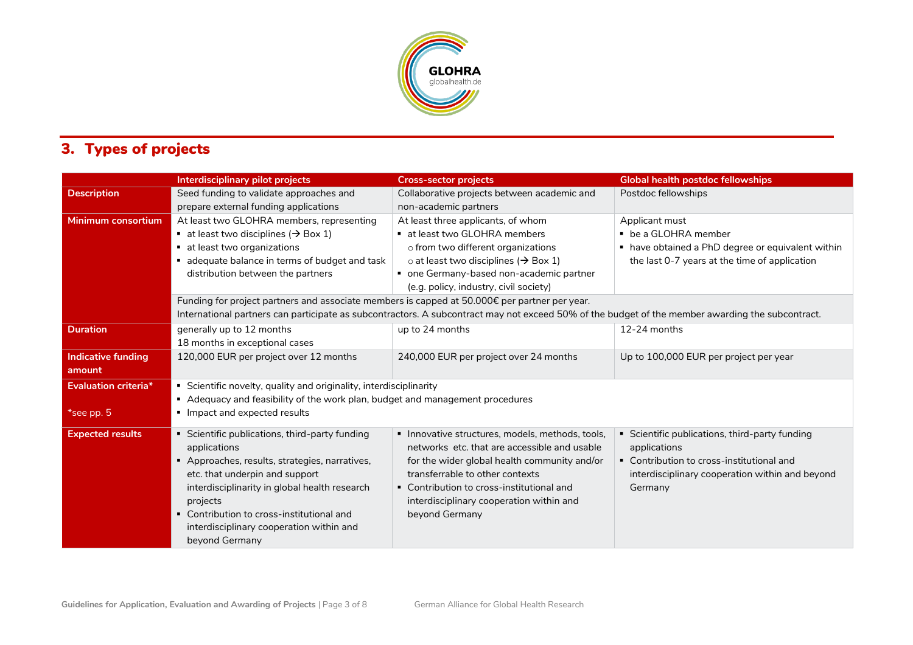## 3. Types of projects

| | Interdisciplinary pilot projects | Cross-sector projects | Global health postdoc fellowships |
|---|---|---|---|
| **Description** | Seed funding to validate approaches and prepare external funding applications | Collaborative projects between academic and non-academic partners | Postdoc fellowships |
| **Minimum consortium** | At least two GLOHRA members, representing<br>▪ at least two disciplines (→ Box 1)<br>▪ at least two organizations<br>▪ adequate balance in terms of budget and task distribution between the partners | At least three applicants, of whom<br>▪ at least two GLOHRA members<br>o from two different organizations<br>o at least two disciplines (→ Box 1)<br>▪ one Germany-based non-academic partner (e.g. policy, industry, civil society) | Applicant must<br>▪ be a GLOHRA member<br>▪ have obtained a PhD degree or equivalent within the last 0-7 years at the time of application |
| | Funding for project partners and associate members is capped at 50.000€ per partner per year.<br>International partners can participate as subcontractors. A subcontract may not exceed 50% of the budget of the member awarding the subcontract. | | |
| **Duration** | generally up to 12 months<br>18 months in exceptional cases | up to 24 months | 12-24 months |
| **Indicative funding amount** | 120,000 EUR per project over 12 months | 240,000 EUR per project over 24 months | Up to 100,000 EUR per project per year |
| **Evaluation criteria***<br><br>*see pp. 5 | ▪ Scientific novelty, quality and originality, interdisciplinarity<br>▪ Adequacy and feasibility of the work plan, budget and management procedures<br>▪ Impact and expected results | | |
| **Expected results** | ▪ Scientific publications, third-party funding applications<br>▪ Approaches, results, strategies, narratives, etc. that underpin and support interdisciplinarity in global health research projects<br>▪ Contribution to cross-institutional and interdisciplinary cooperation within and beyond Germany | ▪ Innovative structures, models, methods, tools, networks etc. that are accessible and usable for the wider global health community and/or transferrable to other contexts<br>▪ Contribution to cross-institutional and interdisciplinary cooperation within and beyond Germany | ▪ Scientific publications, third-party funding applications<br>▪ Contribution to cross-institutional and interdisciplinary cooperation within and beyond Germany |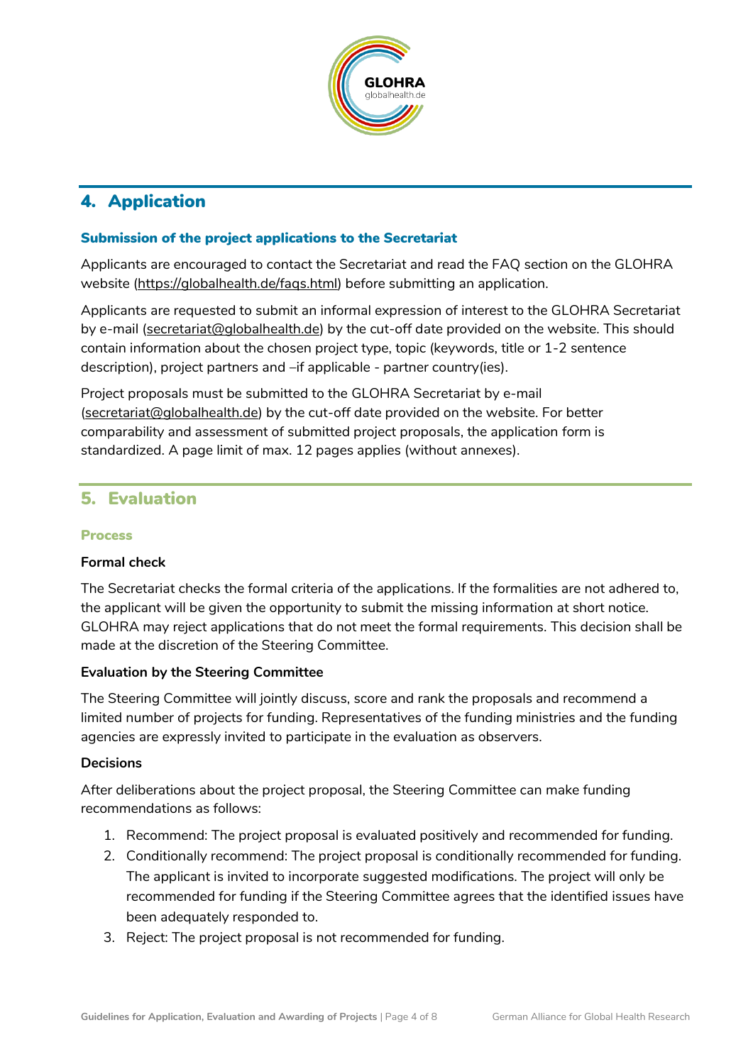## 4. Application

### Submission of the project applications to the Secretariat

Applicants are encouraged to contact the Secretariat and read the FAQ section on the GLOHRA website (https://globalhealth.de/faqs.html) before submitting an application.

Applicants are requested to submit an informal expression of interest to the GLOHRA Secretariat by e-mail (secretariat@globalhealth.de) by the cut-off date provided on the website. This should contain information about the chosen project type, topic (keywords, title or 1-2 sentence description), project partners and –if applicable - partner country(ies).

Project proposals must be submitted to the GLOHRA Secretariat by e-mail (secretariat@globalhealth.de) by the cut-off date provided on the website. For better comparability and assessment of submitted project proposals, the application form is standardized. A page limit of max. 12 pages applies (without annexes).

## 5. Evaluation

### Process

**Formal check**

The Secretariat checks the formal criteria of the applications. If the formalities are not adhered to, the applicant will be given the opportunity to submit the missing information at short notice. GLOHRA may reject applications that do not meet the formal requirements. This decision shall be made at the discretion of the Steering Committee.

**Evaluation by the Steering Committee**

The Steering Committee will jointly discuss, score and rank the proposals and recommend a limited number of projects for funding. Representatives of the funding ministries and the funding agencies are expressly invited to participate in the evaluation as observers.

**Decisions**

After deliberations about the project proposal, the Steering Committee can make funding recommendations as follows:

1. Recommend: The project proposal is evaluated positively and recommended for funding.
2. Conditionally recommend: The project proposal is conditionally recommended for funding. The applicant is invited to incorporate suggested modifications. The project will only be recommended for funding if the Steering Committee agrees that the identified issues have been adequately responded to.
3. Reject: The project proposal is not recommended for funding.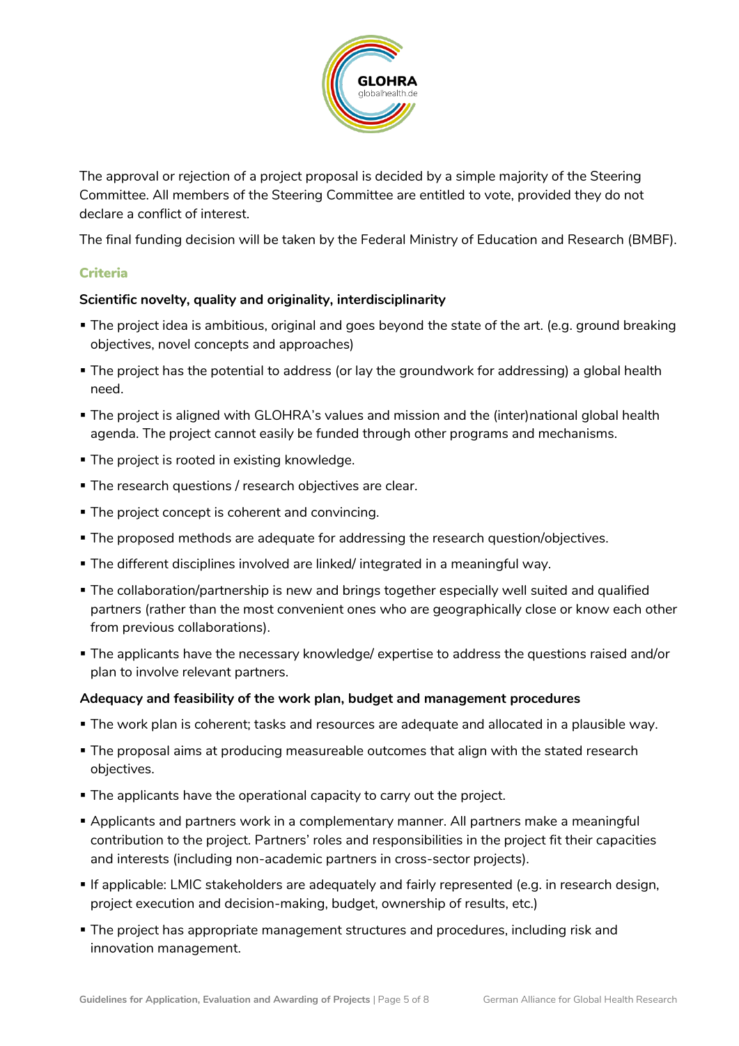The approval or rejection of a project proposal is decided by a simple majority of the Steering Committee. All members of the Steering Committee are entitled to vote, provided they do not declare a conflict of interest.

The final funding decision will be taken by the Federal Ministry of Education and Research (BMBF).

## Criteria

**Scientific novelty, quality and originality, interdisciplinarity**

- The project idea is ambitious, original and goes beyond the state of the art. (e.g. ground breaking objectives, novel concepts and approaches)
- The project has the potential to address (or lay the groundwork for addressing) a global health need.
- The project is aligned with GLOHRA's values and mission and the (inter)national global health agenda. The project cannot easily be funded through other programs and mechanisms.
- The project is rooted in existing knowledge.
- The research questions / research objectives are clear.
- The project concept is coherent and convincing.
- The proposed methods are adequate for addressing the research question/objectives.
- The different disciplines involved are linked/ integrated in a meaningful way.
- The collaboration/partnership is new and brings together especially well suited and qualified partners (rather than the most convenient ones who are geographically close or know each other from previous collaborations).
- The applicants have the necessary knowledge/ expertise to address the questions raised and/or plan to involve relevant partners.

**Adequacy and feasibility of the work plan, budget and management procedures**

- The work plan is coherent; tasks and resources are adequate and allocated in a plausible way.
- The proposal aims at producing measureable outcomes that align with the stated research objectives.
- The applicants have the operational capacity to carry out the project.
- Applicants and partners work in a complementary manner. All partners make a meaningful contribution to the project. Partners' roles and responsibilities in the project fit their capacities and interests (including non-academic partners in cross-sector projects).
- If applicable: LMIC stakeholders are adequately and fairly represented (e.g. in research design, project execution and decision-making, budget, ownership of results, etc.)
- The project has appropriate management structures and procedures, including risk and innovation management.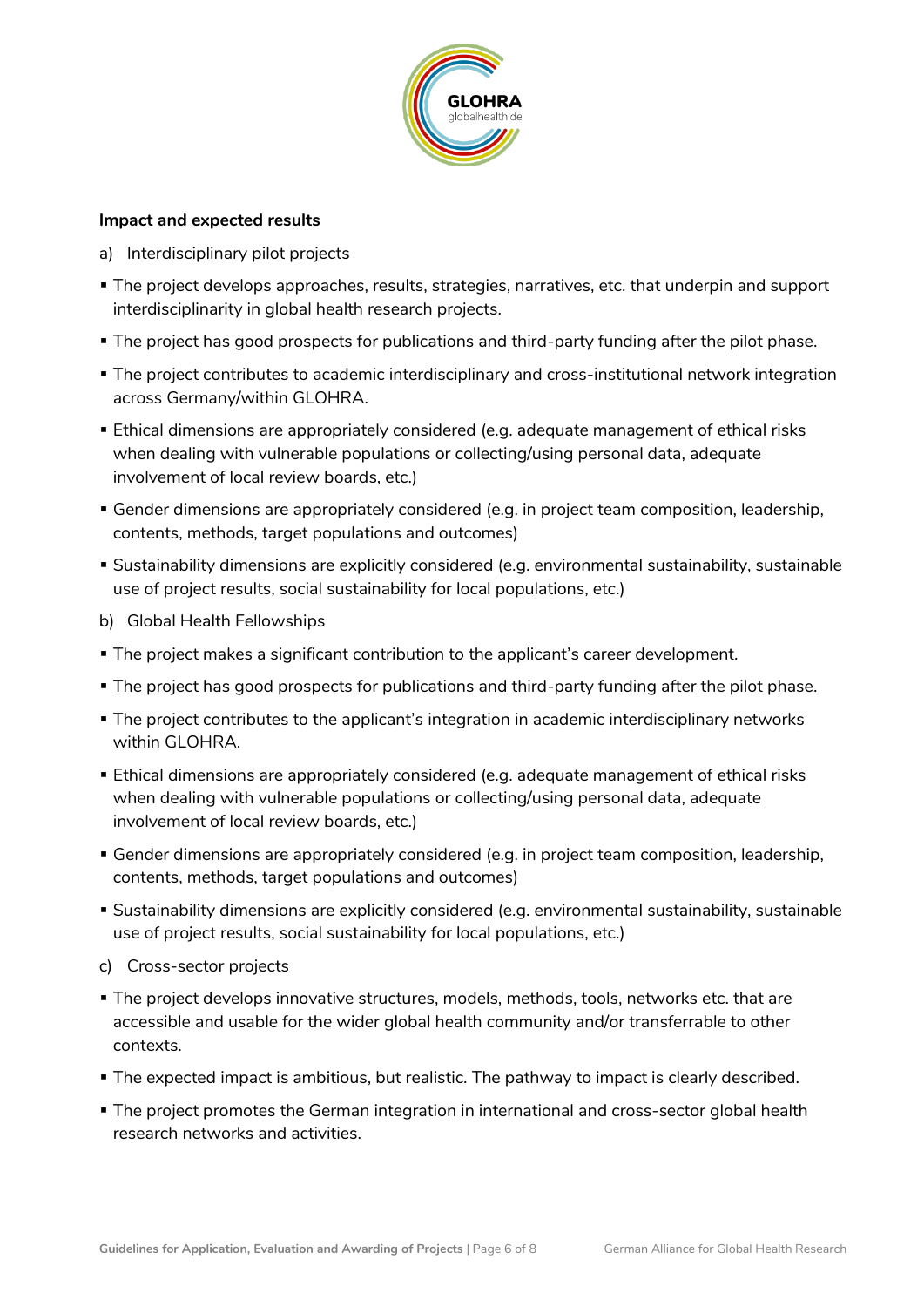**Impact and expected results**

a) Interdisciplinary pilot projects

- The project develops approaches, results, strategies, narratives, etc. that underpin and support interdisciplinarity in global health research projects.
- The project has good prospects for publications and third-party funding after the pilot phase.
- The project contributes to academic interdisciplinary and cross-institutional network integration across Germany/within GLOHRA.
- Ethical dimensions are appropriately considered (e.g. adequate management of ethical risks when dealing with vulnerable populations or collecting/using personal data, adequate involvement of local review boards, etc.)
- Gender dimensions are appropriately considered (e.g. in project team composition, leadership, contents, methods, target populations and outcomes)
- Sustainability dimensions are explicitly considered (e.g. environmental sustainability, sustainable use of project results, social sustainability for local populations, etc.)

b) Global Health Fellowships

- The project makes a significant contribution to the applicant's career development.
- The project has good prospects for publications and third-party funding after the pilot phase.
- The project contributes to the applicant's integration in academic interdisciplinary networks within GLOHRA.
- Ethical dimensions are appropriately considered (e.g. adequate management of ethical risks when dealing with vulnerable populations or collecting/using personal data, adequate involvement of local review boards, etc.)
- Gender dimensions are appropriately considered (e.g. in project team composition, leadership, contents, methods, target populations and outcomes)
- Sustainability dimensions are explicitly considered (e.g. environmental sustainability, sustainable use of project results, social sustainability for local populations, etc.)

c) Cross-sector projects

- The project develops innovative structures, models, methods, tools, networks etc. that are accessible and usable for the wider global health community and/or transferrable to other contexts.
- The expected impact is ambitious, but realistic. The pathway to impact is clearly described.
- The project promotes the German integration in international and cross-sector global health research networks and activities.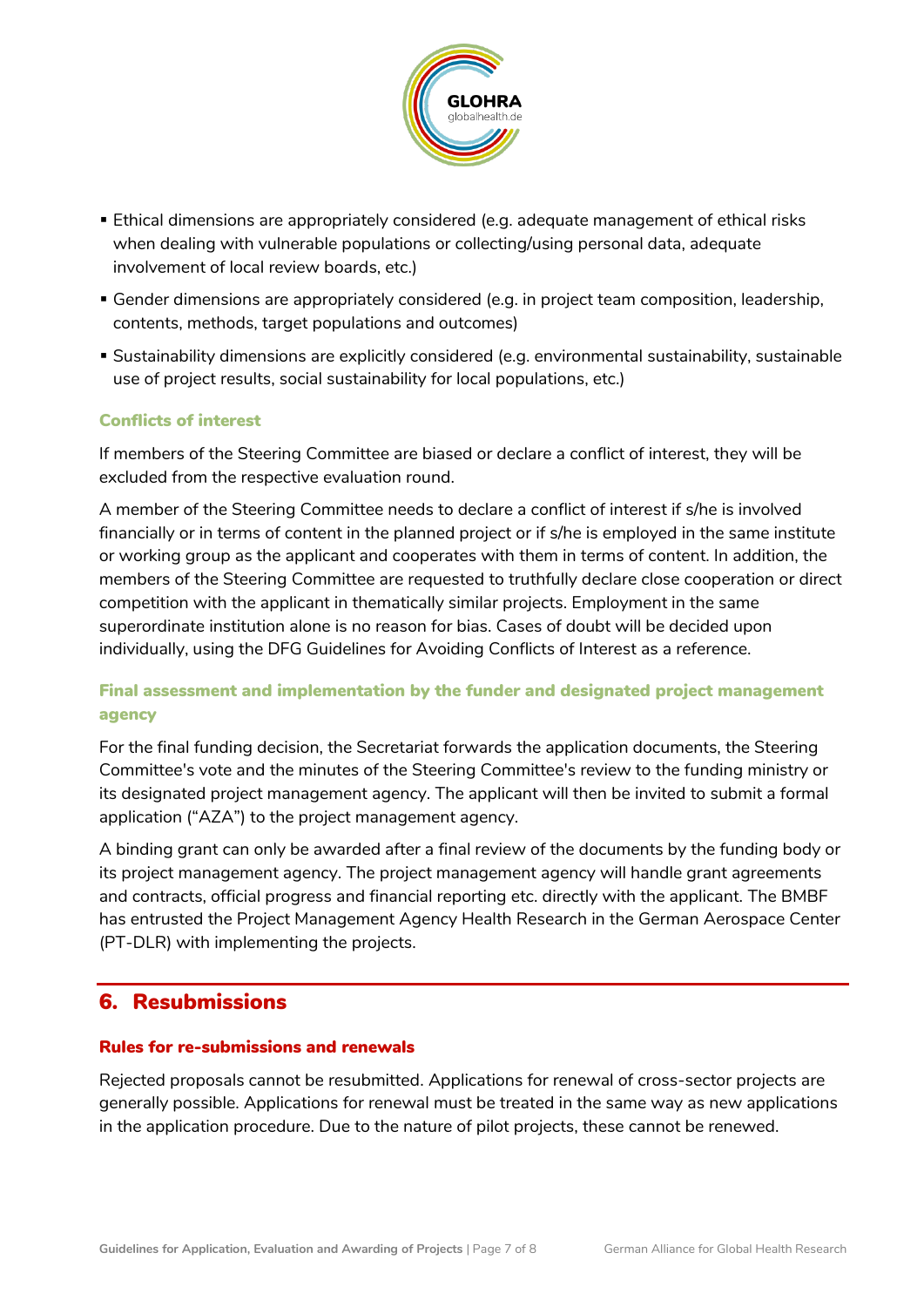- Ethical dimensions are appropriately considered (e.g. adequate management of ethical risks when dealing with vulnerable populations or collecting/using personal data, adequate involvement of local review boards, etc.)
- Gender dimensions are appropriately considered (e.g. in project team composition, leadership, contents, methods, target populations and outcomes)
- Sustainability dimensions are explicitly considered (e.g. environmental sustainability, sustainable use of project results, social sustainability for local populations, etc.)

### Conflicts of interest

If members of the Steering Committee are biased or declare a conflict of interest, they will be excluded from the respective evaluation round.

A member of the Steering Committee needs to declare a conflict of interest if s/he is involved financially or in terms of content in the planned project or if s/he is employed in the same institute or working group as the applicant and cooperates with them in terms of content. In addition, the members of the Steering Committee are requested to truthfully declare close cooperation or direct competition with the applicant in thematically similar projects. Employment in the same superordinate institution alone is no reason for bias. Cases of doubt will be decided upon individually, using the DFG Guidelines for Avoiding Conflicts of Interest as a reference.

### Final assessment and implementation by the funder and designated project management agency

For the final funding decision, the Secretariat forwards the application documents, the Steering Committee's vote and the minutes of the Steering Committee's review to the funding ministry or its designated project management agency. The applicant will then be invited to submit a formal application ("AZA") to the project management agency.

A binding grant can only be awarded after a final review of the documents by the funding body or its project management agency. The project management agency will handle grant agreements and contracts, official progress and financial reporting etc. directly with the applicant. The BMBF has entrusted the Project Management Agency Health Research in the German Aerospace Center (PT-DLR) with implementing the projects.

## 6. Resubmissions

### Rules for re-submissions and renewals

Rejected proposals cannot be resubmitted. Applications for renewal of cross-sector projects are generally possible. Applications for renewal must be treated in the same way as new applications in the application procedure. Due to the nature of pilot projects, these cannot be renewed.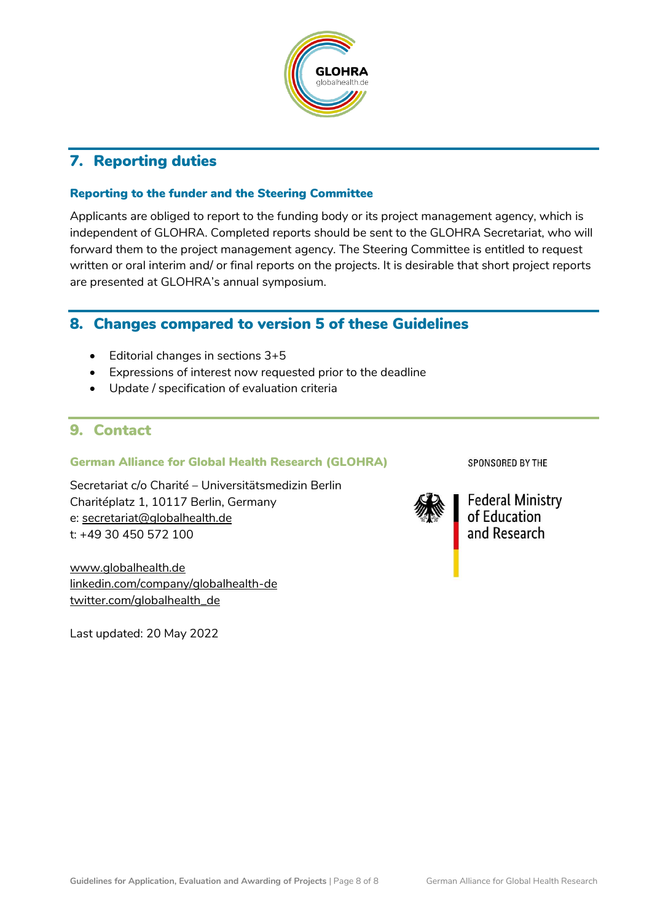## 7. Reporting duties

### Reporting to the funder and the Steering Committee

Applicants are obliged to report to the funding body or its project management agency, which is independent of GLOHRA. Completed reports should be sent to the GLOHRA Secretariat, who will forward them to the project management agency. The Steering Committee is entitled to request written or oral interim and/ or final reports on the projects. It is desirable that short project reports are presented at GLOHRA's annual symposium.

## 8. Changes compared to version 5 of these Guidelines

- Editorial changes in sections 3+5
- Expressions of interest now requested prior to the deadline
- Update / specification of evaluation criteria

## 9. Contact

### German Alliance for Global Health Research (GLOHRA)

Secretariat c/o Charité – Universitätsmedizin Berlin
Charitéplatz 1, 10117 Berlin, Germany
e: secretariat@globalhealth.de
t: +49 30 450 572 100

www.globalhealth.de
linkedin.com/company/globalhealth-de
twitter.com/globalhealth_de

Last updated: 20 May 2022

SPONSORED BY THE

Federal Ministry of Education and Research